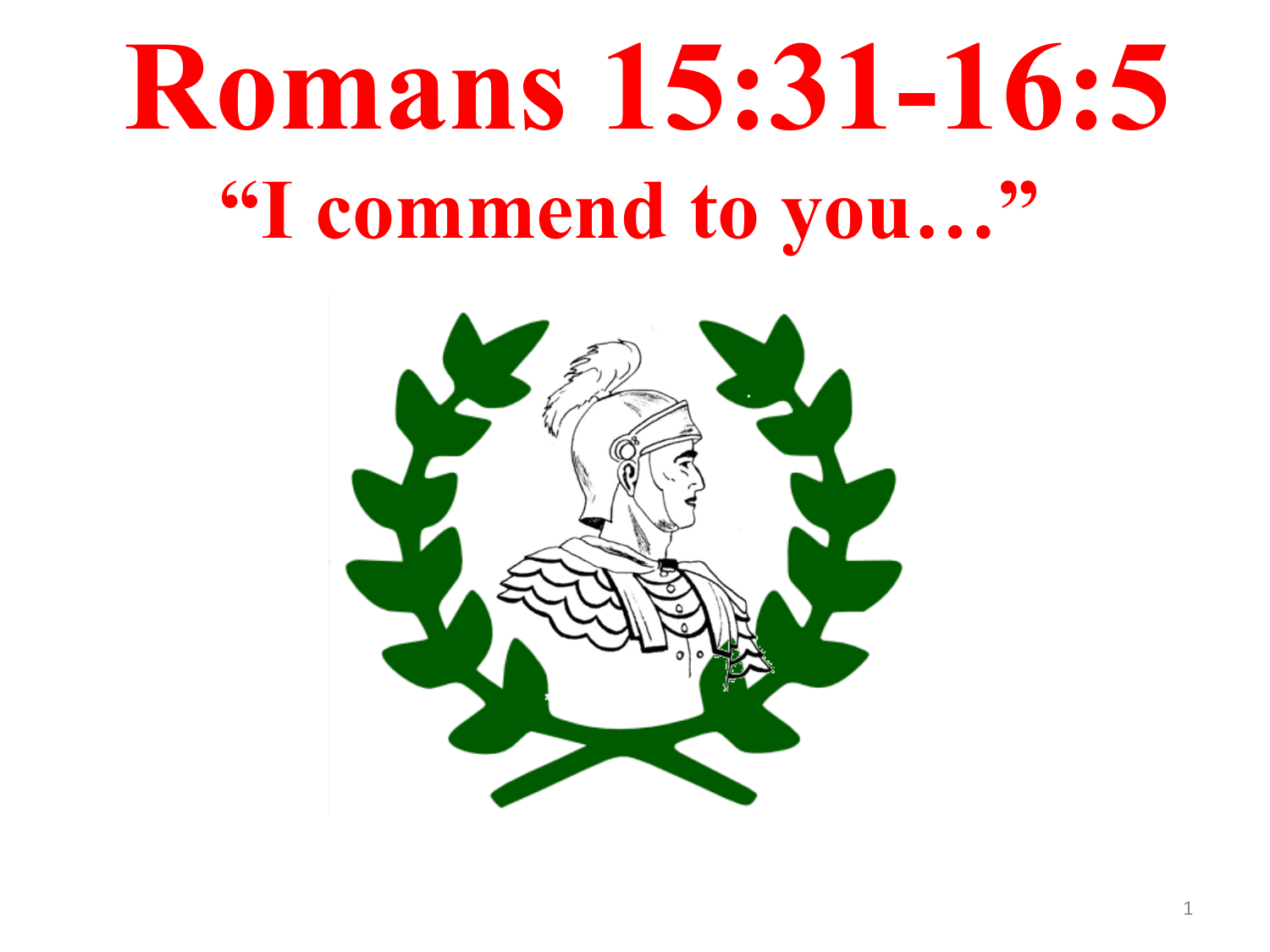# Romans 15:31-16:5

## "I commend to you…"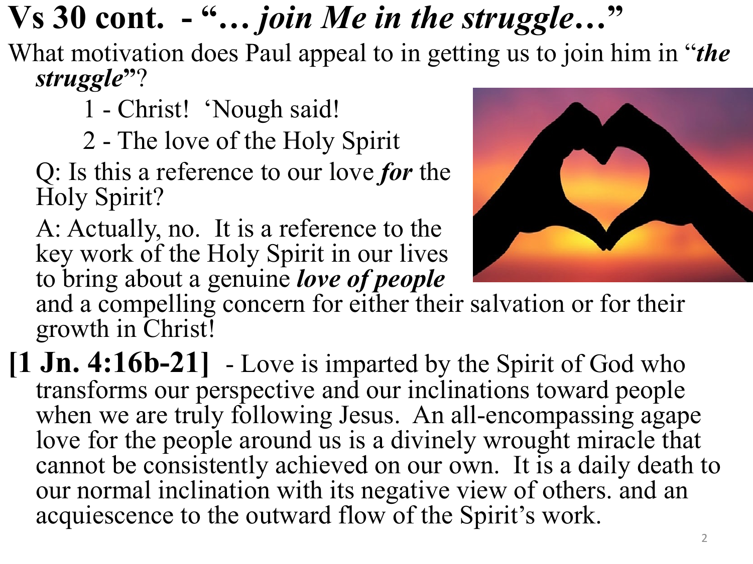# Vs 30 cont. - "… *join Me in the struggle*…"

What motivation does Paul appeal to in getting us to join him in "***the struggle***"?

1 - Christ! 'Nough said!

2 - The love of the Holy Spirit

Q: Is this a reference to our love ***for*** the Holy Spirit?

A: Actually, no. It is a reference to the key work of the Holy Spirit in our lives to bring about a genuine ***love of people*** and a compelling concern for either their salvation or for their growth in Christ!

**[1 Jn. 4:16b-21]** - Love is imparted by the Spirit of God who transforms our perspective and our inclinations toward people when we are truly following Jesus. An all-encompassing agape love for the people around us is a divinely wrought miracle that cannot be consistently achieved on our own. It is a daily death to our normal inclination with its negative view of others. and an acquiescence to the outward flow of the Spirit's work.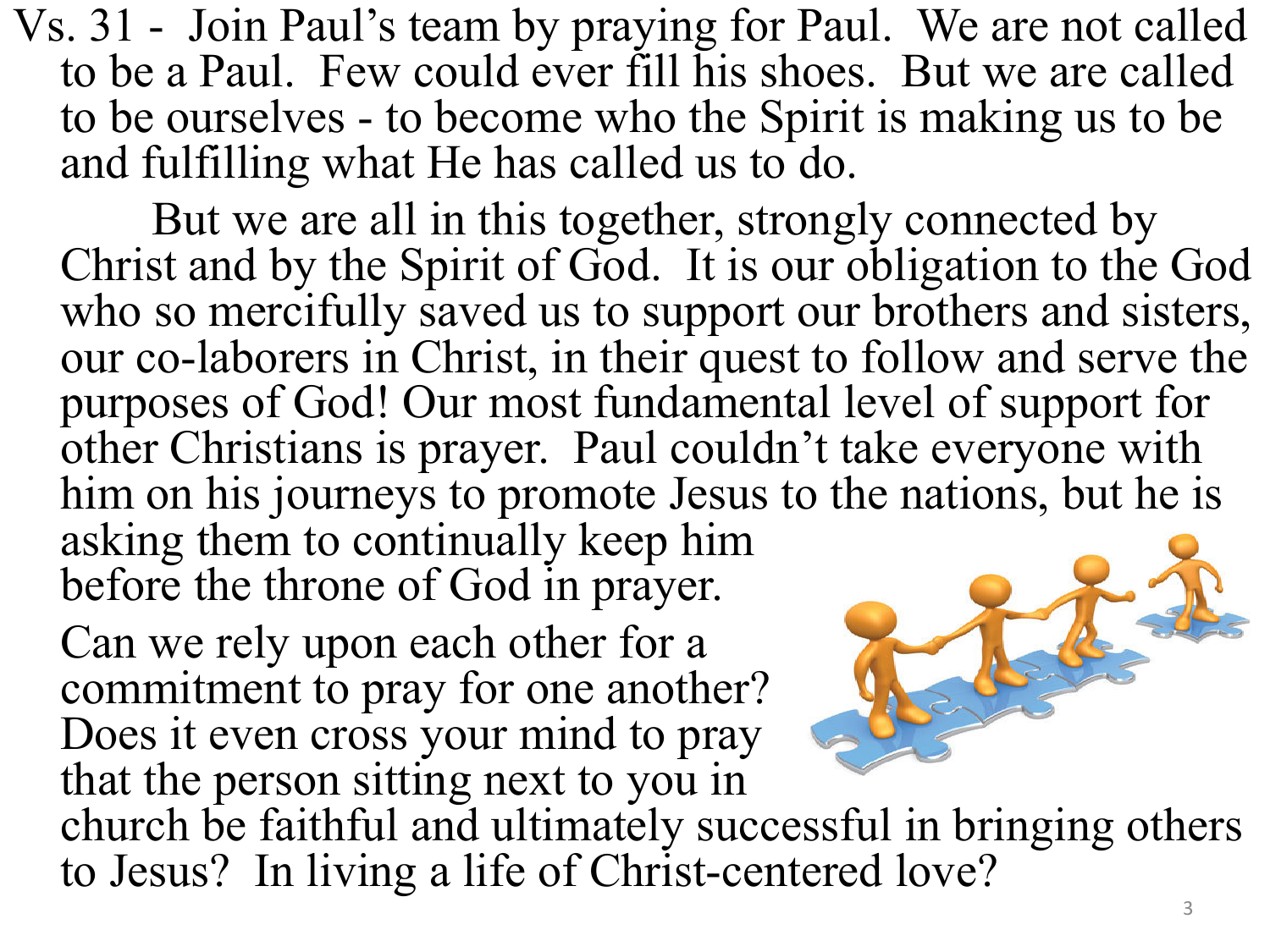Vs. 31 - Join Paul's team by praying for Paul. We are not called to be a Paul. Few could ever fill his shoes. But we are called to be ourselves - to become who the Spirit is making us to be and fulfilling what He has called us to do.

But we are all in this together, strongly connected by Christ and by the Spirit of God. It is our obligation to the God who so mercifully saved us to support our brothers and sisters, our co-laborers in Christ, in their quest to follow and serve the purposes of God! Our most fundamental level of support for other Christians is prayer. Paul couldn't take everyone with him on his journeys to promote Jesus to the nations, but he is asking them to continually keep him before the throne of God in prayer.

Can we rely upon each other for a commitment to pray for one another? Does it even cross your mind to pray that the person sitting next to you in church be faithful and ultimately successful in bringing others to Jesus? In living a life of Christ-centered love?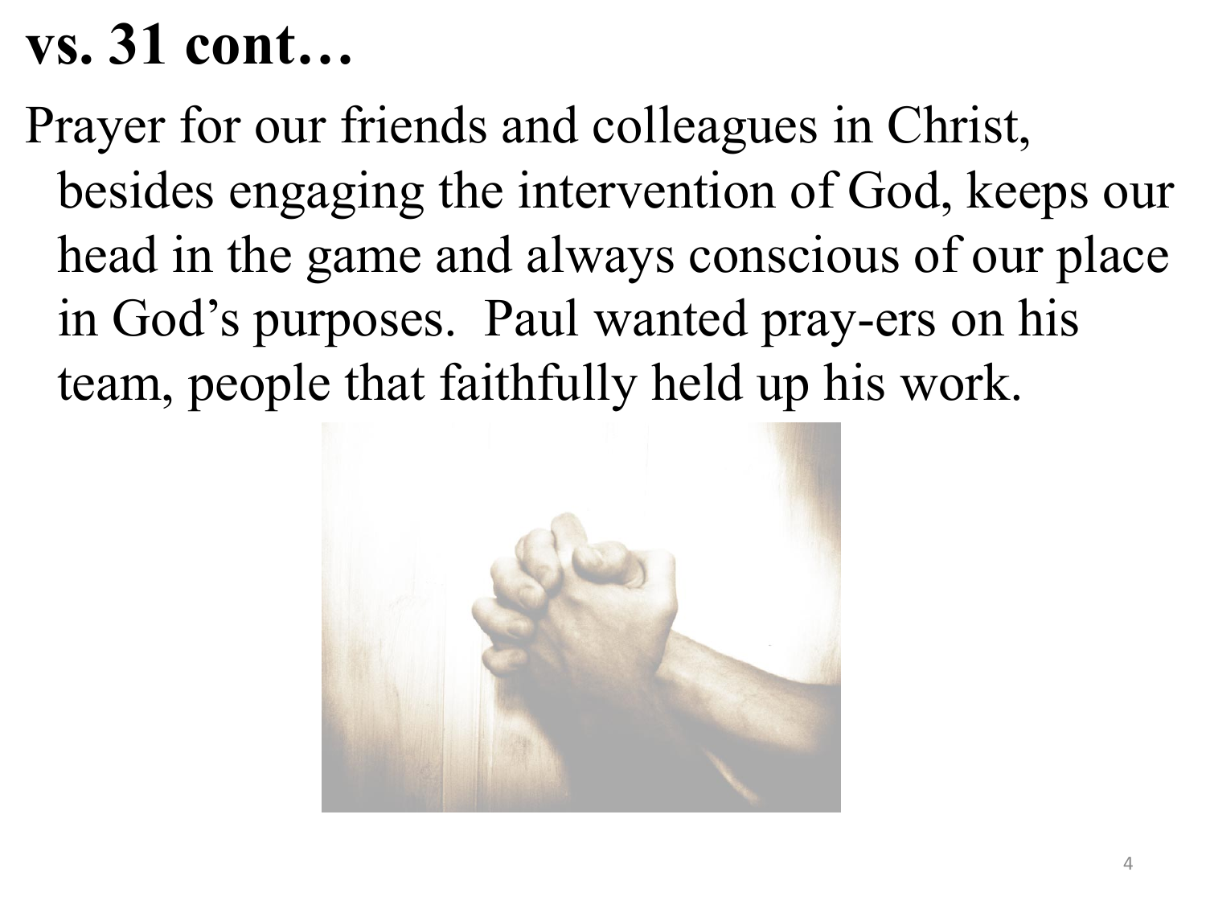# vs. 31 cont…

Prayer for our friends and colleagues in Christ, besides engaging the intervention of God, keeps our head in the game and always conscious of our place in God's purposes. Paul wanted pray-ers on his team, people that faithfully held up his work.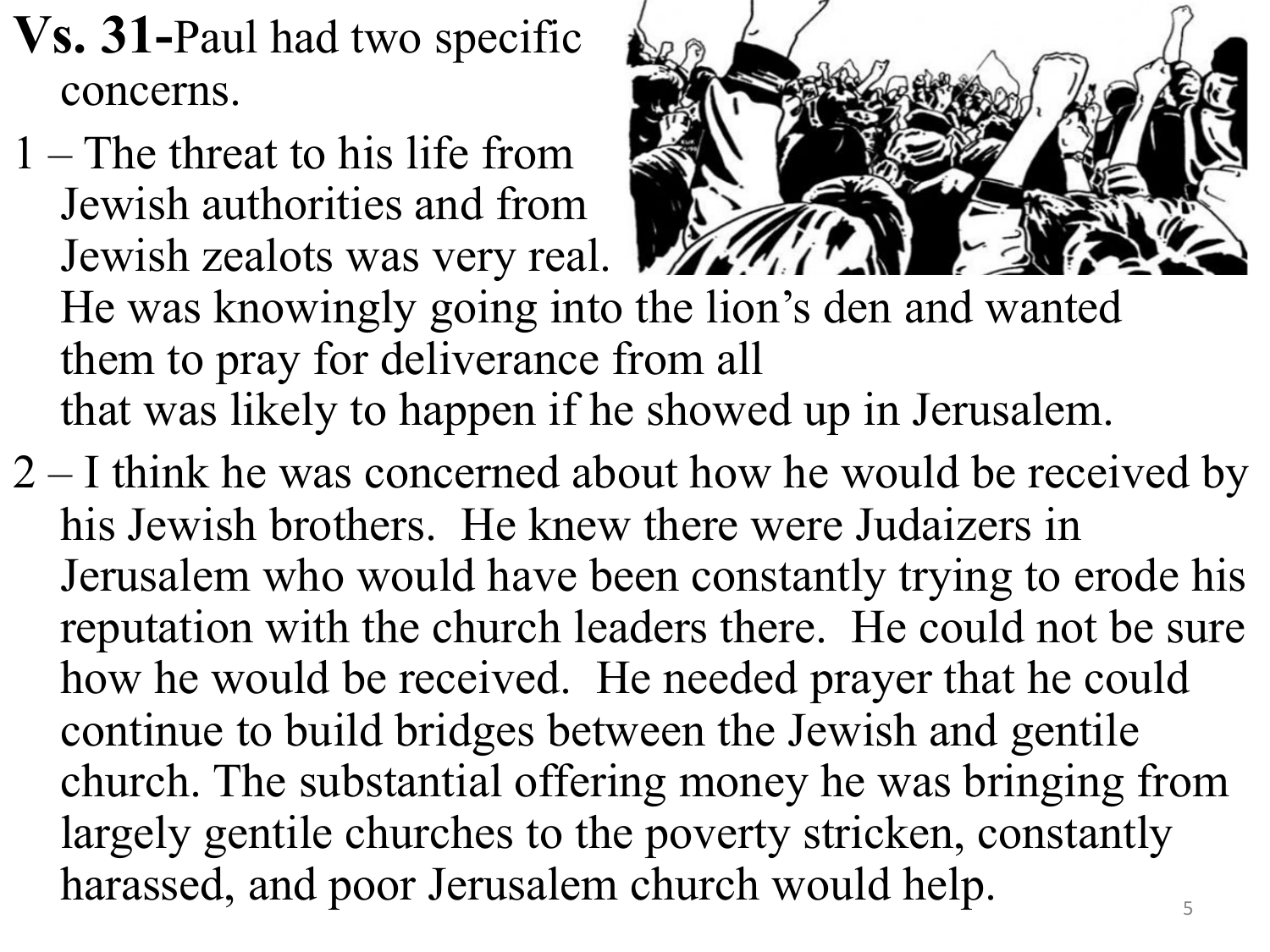**Vs. 31-**Paul had two specific concerns.

1 – The threat to his life from Jewish authorities and from Jewish zealots was very real. He was knowingly going into the lion's den and wanted them to pray for deliverance from all that was likely to happen if he showed up in Jerusalem.

2 – I think he was concerned about how he would be received by his Jewish brothers. He knew there were Judaizers in Jerusalem who would have been constantly trying to erode his reputation with the church leaders there. He could not be sure how he would be received. He needed prayer that he could continue to build bridges between the Jewish and gentile church. The substantial offering money he was bringing from largely gentile churches to the poverty stricken, constantly harassed, and poor Jerusalem church would help.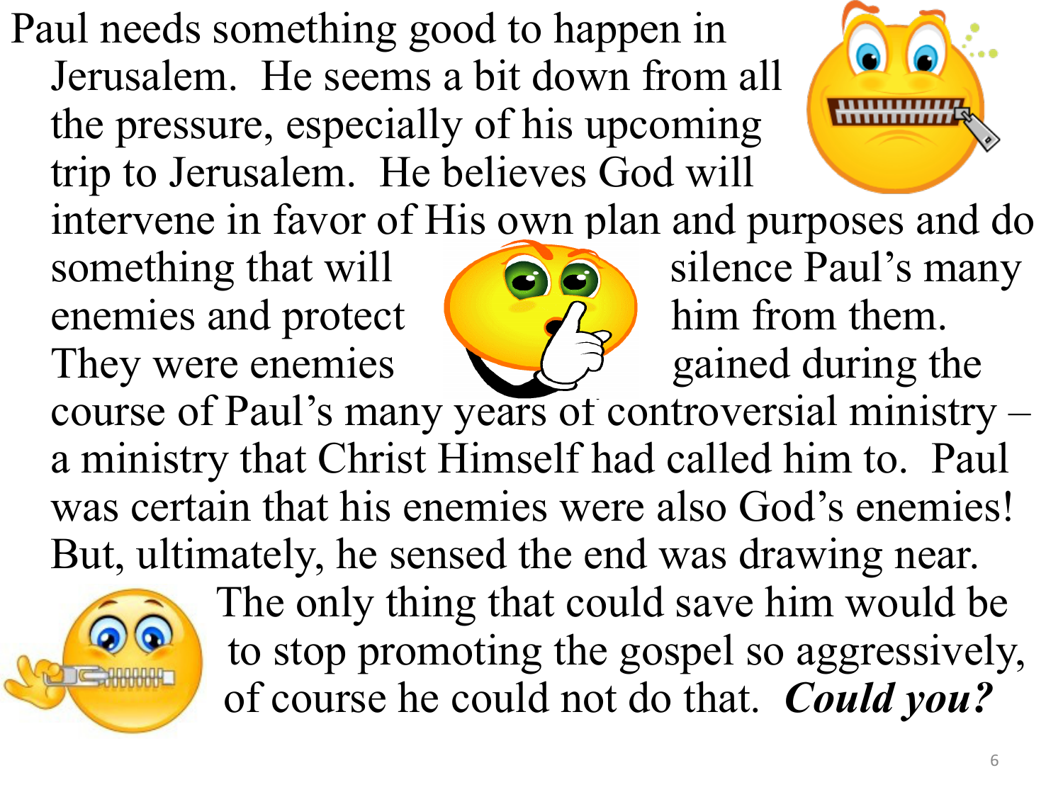Paul needs something good to happen in Jerusalem. He seems a bit down from all the pressure, especially of his upcoming trip to Jerusalem. He believes God will intervene in favor of His own plan and purposes and do something that will silence Paul's many enemies and protect him from them. They were enemies gained during the course of Paul's many years of controversial ministry – a ministry that Christ Himself had called him to. Paul was certain that his enemies were also God's enemies! But, ultimately, he sensed the end was drawing near. The only thing that could save him would be to stop promoting the gospel so aggressively, of course he could not do that. ***Could you?***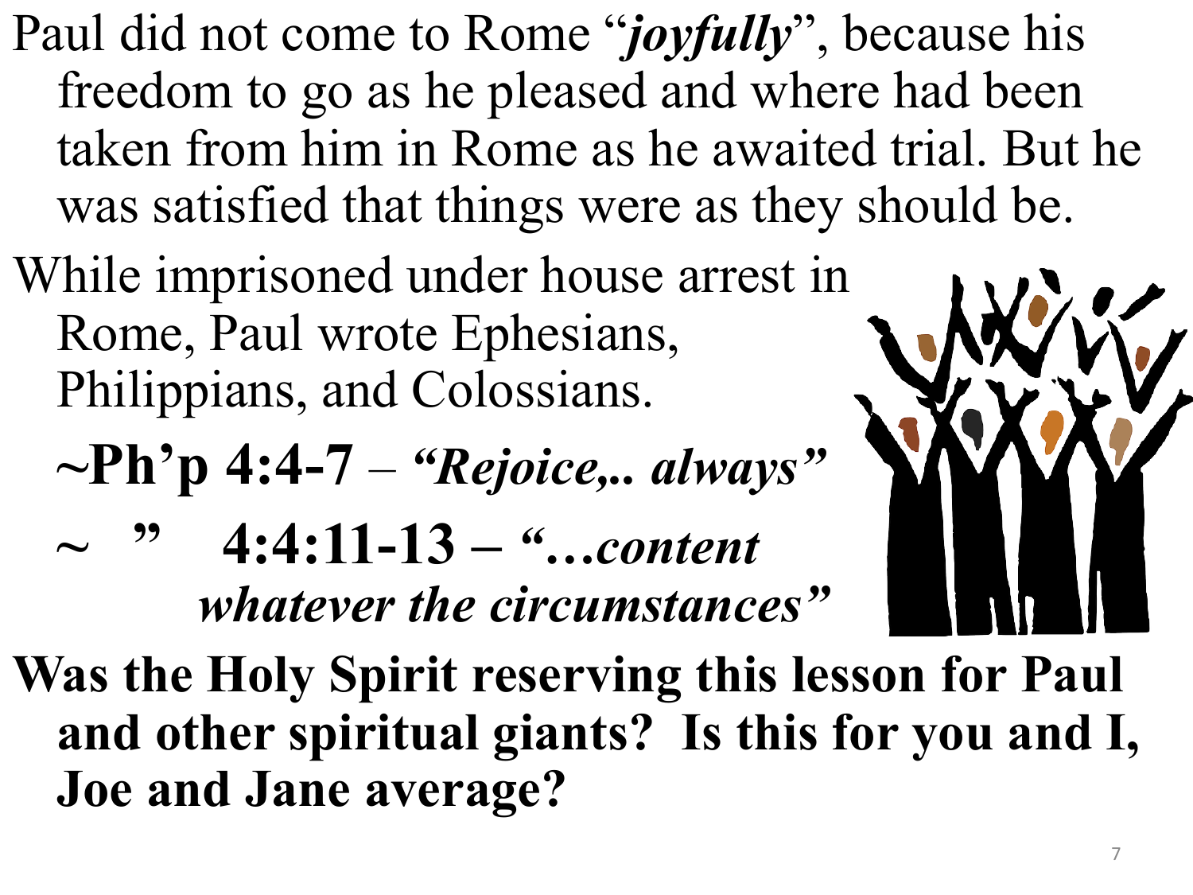Paul did not come to Rome "***joyfully***", because his freedom to go as he pleased and where had been taken from him in Rome as he awaited trial. But he was satisfied that things were as they should be.

While imprisoned under house arrest in Rome, Paul wrote Ephesians, Philippians, and Colossians.

**~Ph'p 4:4-7** – ***"Rejoice,.. always"***

**~ " 4:4:11-13 – *"…content whatever the circumstances"***

**Was the Holy Spirit reserving this lesson for Paul and other spiritual giants? Is this for you and I, Joe and Jane average?**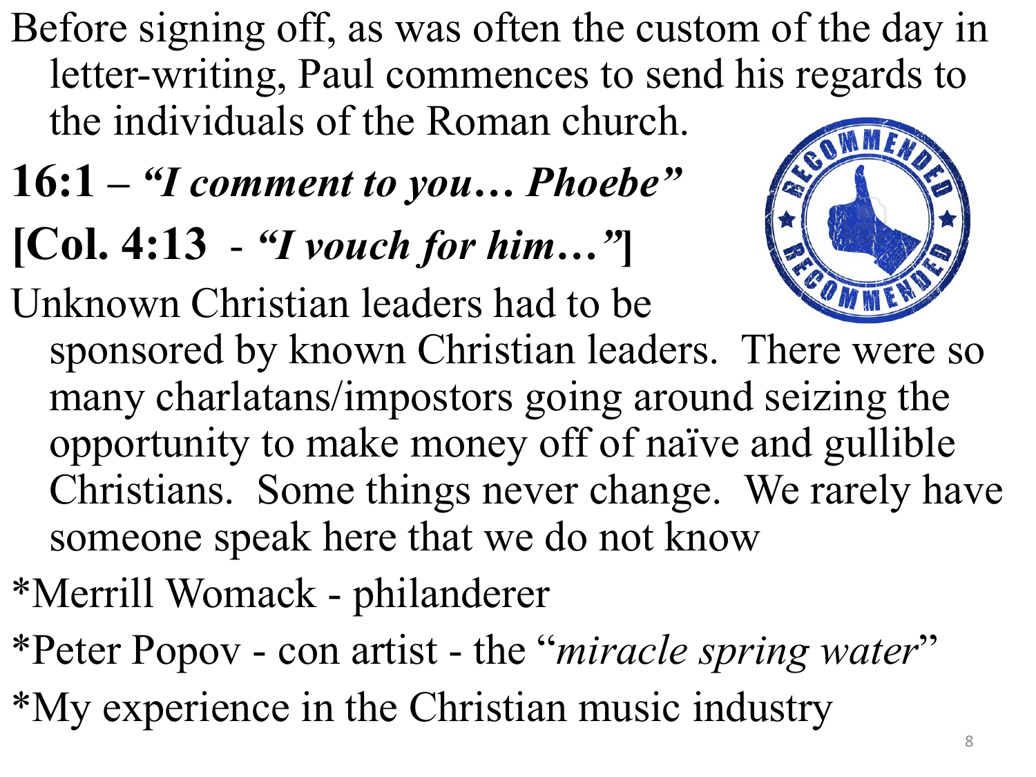Before signing off, as was often the custom of the day in letter-writing, Paul commences to send his regards to the individuals of the Roman church.

**16:1 – *"I comment to you… Phoebe"***

**[Col. 4:13 - *"I vouch for him…"*]**

Unknown Christian leaders had to be sponsored by known Christian leaders. There were so many charlatans/impostors going around seizing the opportunity to make money off of naïve and gullible Christians. Some things never change. We rarely have someone speak here that we do not know

*Merrill Womack - philanderer

*Peter Popov - con artist - the "*miracle spring water*"

*My experience in the Christian music industry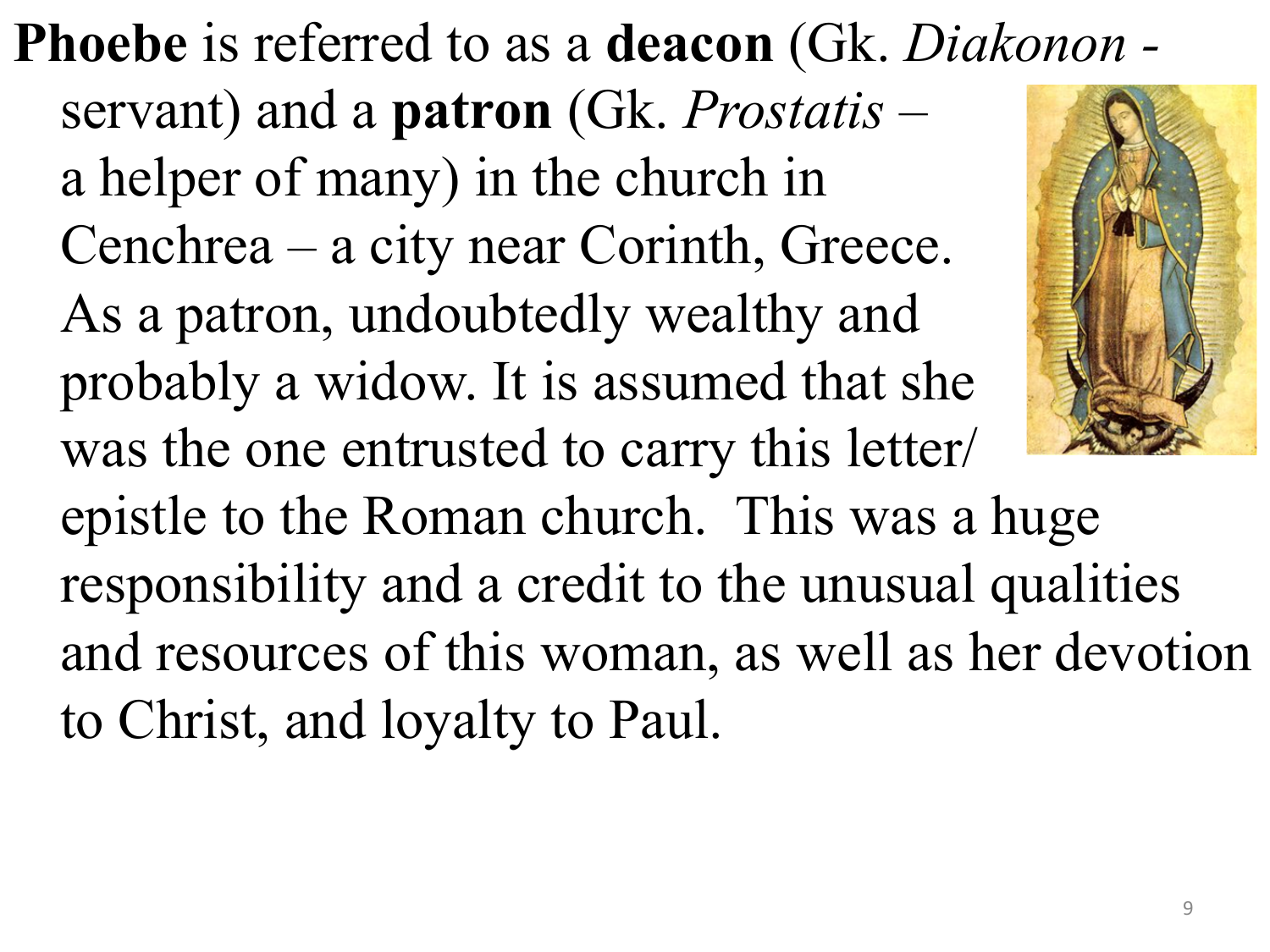**Phoebe** is referred to as a **deacon** (Gk. *Diakonon* - servant) and a **patron** (Gk. *Prostatis* – a helper of many) in the church in Cenchrea – a city near Corinth, Greece. As a patron, undoubtedly wealthy and probably a widow. It is assumed that she was the one entrusted to carry this letter/ epistle to the Roman church. This was a huge responsibility and a credit to the unusual qualities and resources of this woman, as well as her devotion to Christ, and loyalty to Paul.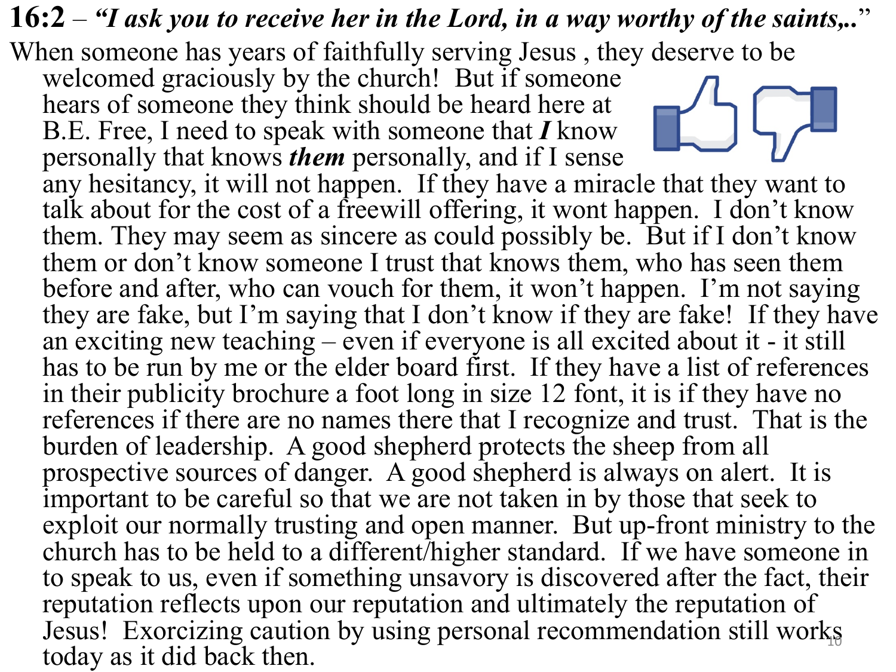**16:2** – ***"I ask you to receive her in the Lord, in a way worthy of the saints,.."***

When someone has years of faithfully serving Jesus , they deserve to be welcomed graciously by the church! But if someone hears of someone they think should be heard here at B.E. Free, I need to speak with someone that ***I*** know personally that knows ***them*** personally, and if I sense any hesitancy, it will not happen. If they have a miracle that they want to talk about for the cost of a freewill offering, it wont happen. I don't know them. They may seem as sincere as could possibly be. But if I don't know them or don't know someone I trust that knows them, who has seen them before and after, who can vouch for them, it won't happen. I'm not saying they are fake, but I'm saying that I don't know if they are fake! If they have an exciting new teaching – even if everyone is all excited about it - it still has to be run by me or the elder board first. If they have a list of references in their publicity brochure a foot long in size 12 font, it is if they have no references if there are no names there that I recognize and trust. That is the burden of leadership. A good shepherd protects the sheep from all prospective sources of danger. A good shepherd is always on alert. It is important to be careful so that we are not taken in by those that seek to exploit our normally trusting and open manner. But up-front ministry to the church has to be held to a different/higher standard. If we have someone in to speak to us, even if something unsavory is discovered after the fact, their reputation reflects upon our reputation and ultimately the reputation of Jesus! Exorcizing caution by using personal recommendation still works today as it did back then.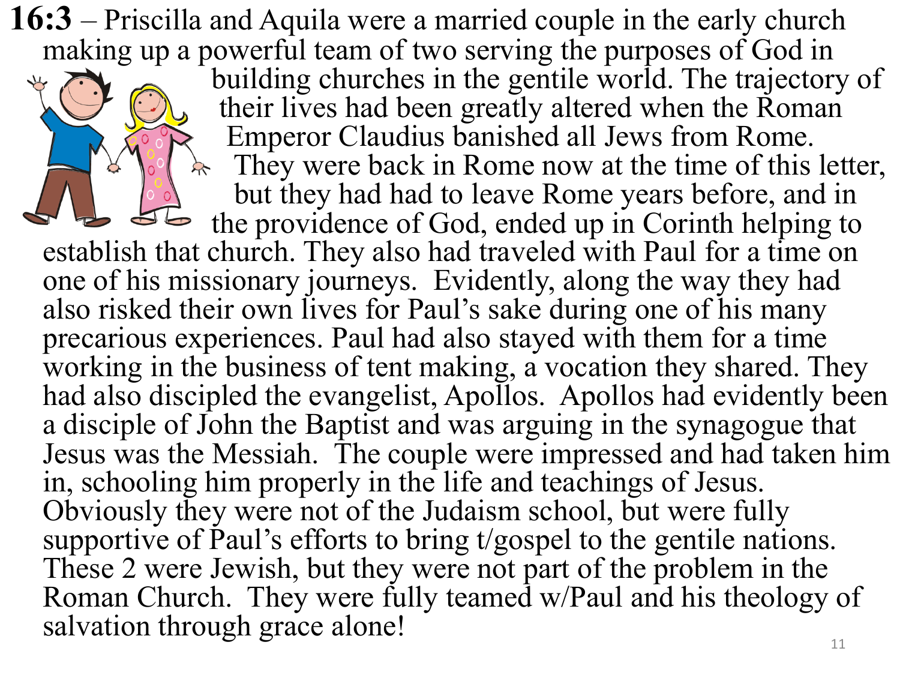**16:3** – Priscilla and Aquila were a married couple in the early church making up a powerful team of two serving the purposes of God in building churches in the gentile world. The trajectory of their lives had been greatly altered when the Roman Emperor Claudius banished all Jews from Rome. They were back in Rome now at the time of this letter, but they had had to leave Rome years before, and in the providence of God, ended up in Corinth helping to establish that church. They also had traveled with Paul for a time on one of his missionary journeys. Evidently, along the way they had also risked their own lives for Paul's sake during one of his many precarious experiences. Paul had also stayed with them for a time working in the business of tent making, a vocation they shared. They had also discipled the evangelist, Apollos. Apollos had evidently been a disciple of John the Baptist and was arguing in the synagogue that Jesus was the Messiah. The couple were impressed and had taken him in, schooling him properly in the life and teachings of Jesus. Obviously they were not of the Judaism school, but were fully supportive of Paul's efforts to bring t/gospel to the gentile nations. These 2 were Jewish, but they were not part of the problem in the Roman Church. They were fully teamed w/Paul and his theology of salvation through grace alone!